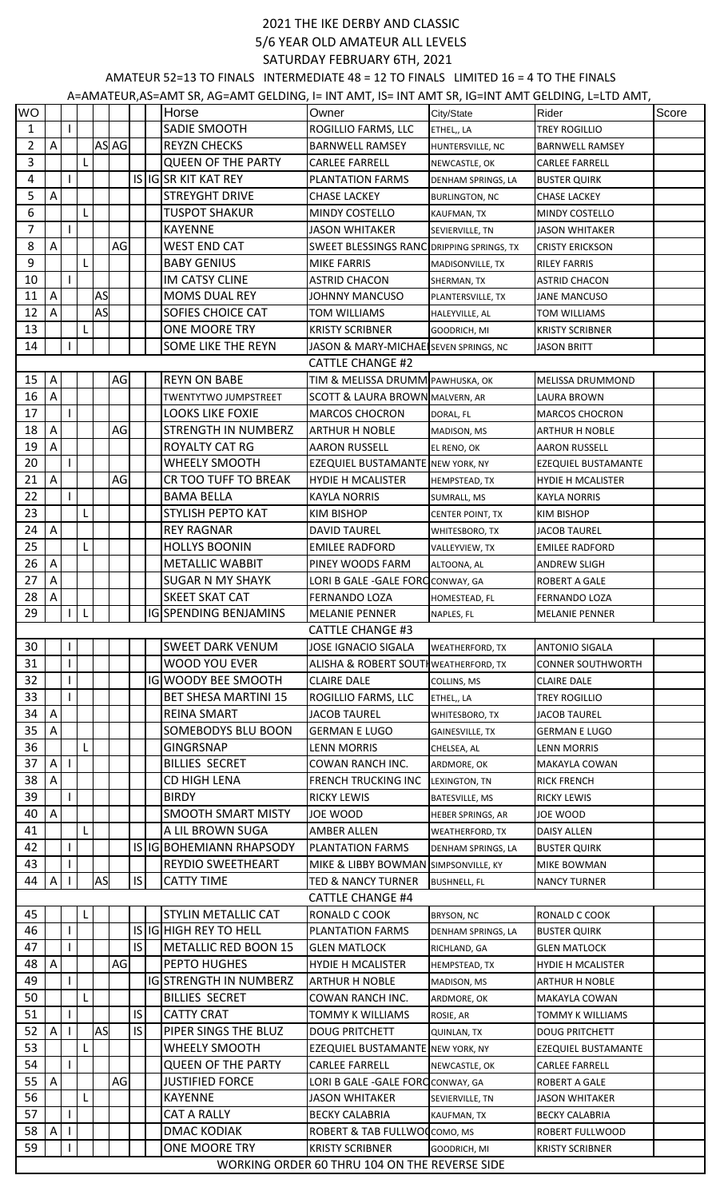# 2021 THE IKE DERBY AND CLASSIC

## 5/6 YEAR OLD AMATEUR ALL LEVELS

## SATURDAY FEBRUARY 6TH, 2021

AMATEUR 52=13 TO FINALS INTERMEDIATE 48 = 12 TO FINALS LIMITED 16 = 4 TO THE FINALS

A=AMATEUR,AS=AMT SR, AG=AMT GELDING, I= INT AMT, IS= INT AMT SR, IG=INT AMT GELDING, L=LTD AMT,

| WO | | | | | | | | Horse | Owner | City/State | Rider | Score |
|---|---|---|---|---|---|---|---|---|---|---|---|---|
| 1 | | I | | | | | | SADIE SMOOTH | ROGILLIO FARMS, LLC | ETHEL,, LA | TREY ROGILLIO | |
| 2 | A | | | AS | AG | | | REYZN CHECKS | BARNWELL RAMSEY | HUNTERSVILLE, NC | BARNWELL RAMSEY | |
| 3 | | | L | | | | | QUEEN OF THE PARTY | CARLEE FARRELL | NEWCASTLE, OK | CARLEE FARRELL | |
| 4 | | I | | | | IS | IG | SR KIT KAT REY | PLANTATION FARMS | DENHAM SPRINGS, LA | BUSTER QUIRK | |
| 5 | A | | | | | | | STREYGHT DRIVE | CHASE LACKEY | BURLINGTON, NC | CHASE LACKEY | |
| 6 | | | L | | | | | TUSPOT SHAKUR | MINDY COSTELLO | KAUFMAN, TX | MINDY COSTELLO | |
| 7 | | I | | | | | | KAYENNE | JASON WHITAKER | SEVIERVILLE, TN | JASON WHITAKER | |
| 8 | A | | | | AG | | | WEST END CAT | SWEET BLESSINGS RANC | DRIPPING SPRINGS, TX | CRISTY ERICKSON | |
| 9 | | | L | | | | | BABY GENIUS | MIKE FARRIS | MADISONVILLE, TX | RILEY FARRIS | |
| 10 | | I | | | | | | IM CATSY CLINE | ASTRID CHACON | SHERMAN, TX | ASTRID CHACON | |
| 11 | A | | | AS | | | | MOMS DUAL REY | JOHNNY MANCUSO | PLANTERSVILLE, TX | JANE MANCUSO | |
| 12 | A | | | AS | | | | SOFIES CHOICE CAT | TOM WILLIAMS | HALEYVILLE, AL | TOM WILLIAMS | |
| 13 | | | L | | | | | ONE MOORE TRY | KRISTY SCRIBNER | GOODRICH, MI | KRISTY SCRIBNER | |
| 14 | | I | | | | | | SOME LIKE THE REYN | JASON & MARY-MICHAE | SEVEN SPRINGS, NC | JASON BRITT | |
| | | | | | | | | | CATTLE CHANGE #2 | | | |
| 15 | A | | | | AG | | | REYN ON BABE | TIM & MELISSA DRUMM | PAWHUSKA, OK | MELISSA DRUMMOND | |
| 16 | A | | | | | | | TWENTYTWO JUMPSTREET | SCOTT & LAURA BROWN | MALVERN, AR | LAURA BROWN | |
| 17 | | I | | | | | | LOOKS LIKE FOXIE | MARCOS CHOCRON | DORAL, FL | MARCOS CHOCRON | |
| 18 | A | | | | AG | | | STRENGTH IN NUMBERZ | ARTHUR H NOBLE | MADISON, MS | ARTHUR H NOBLE | |
| 19 | A | | | | | | | ROYALTY CAT RG | AARON RUSSELL | EL RENO, OK | AARON RUSSELL | |
| 20 | | I | | | | | | WHEELY SMOOTH | EZEQUIEL BUSTAMANTE | NEW YORK, NY | EZEQUIEL BUSTAMANTE | |
| 21 | A | | | | AG | | | CR TOO TUFF TO BREAK | HYDIE H MCALISTER | HEMPSTEAD, TX | HYDIE H MCALISTER | |
| 22 | | I | | | | | | BAMA BELLA | KAYLA NORRIS | SUMRALL, MS | KAYLA NORRIS | |
| 23 | | | L | | | | | STYLISH PEPTO KAT | KIM BISHOP | CENTER POINT, TX | KIM BISHOP | |
| 24 | A | | | | | | | REY RAGNAR | DAVID TAUREL | WHITESBORO, TX | JACOB TAUREL | |
| 25 | | | L | | | | | HOLLYS BOONIN | EMILEE RADFORD | VALLEYVIEW, TX | EMILEE RADFORD | |
| 26 | A | | | | | | | METALLIC WABBIT | PINEY WOODS FARM | ALTOONA, AL | ANDREW SLIGH | |
| 27 | A | | | | | | | SUGAR N MY SHAYK | LORI B GALE -GALE FORC | CONWAY, GA | ROBERT A GALE | |
| 28 | A | | | | | | | SKEET SKAT CAT | FERNANDO LOZA | HOMESTEAD, FL | FERNANDO LOZA | |
| 29 | | I | L | | | | IG | SPENDING BENJAMINS | MELANIE PENNER | NAPLES, FL | MELANIE PENNER | |
| | | | | | | | | | CATTLE CHANGE #3 | | | |
| 30 | | I | | | | | | SWEET DARK VENUM | JOSE IGNACIO SIGALA | WEATHERFORD, TX | ANTONIO SIGALA | |
| 31 | | I | | | | | | WOOD YOU EVER | ALISHA & ROBERT SOUTH | WEATHERFORD, TX | CONNER SOUTHWORTH | |
| 32 | | I | | | | | IG | WOODY BEE SMOOTH | CLAIRE DALE | COLLINS, MS | CLAIRE DALE | |
| 33 | | I | | | | | | BET SHESA MARTINI 15 | ROGILLIO FARMS, LLC | ETHEL,, LA | TREY ROGILLIO | |
| 34 | A | | | | | | | REINA SMART | JACOB TAUREL | WHITESBORO, TX | JACOB TAUREL | |
| 35 | A | | | | | | | SOMEBODYS BLU BOON | GERMAN E LUGO | GAINESVILLE, TX | GERMAN E LUGO | |
| 36 | | | L | | | | | GINGRSNAP | LENN MORRIS | CHELSEA, AL | LENN MORRIS | |
| 37 | A | I | | | | | | BILLIES SECRET | COWAN RANCH INC. | ARDMORE, OK | MAKAYLA COWAN | |
| 38 | A | | | | | | | CD HIGH LENA | FRENCH TRUCKING INC | LEXINGTON, TN | RICK FRENCH | |
| 39 | | I | | | | | | BIRDY | RICKY LEWIS | BATESVILLE, MS | RICKY LEWIS | |
| 40 | A | | | | | | | SMOOTH SMART MISTY | JOE WOOD | HEBER SPRINGS, AR | JOE WOOD | |
| 41 | | | L | | | | | A LIL BROWN SUGA | AMBER ALLEN | WEATHERFORD, TX | DAISY ALLEN | |
| 42 | | I | | | | IS | IG | BOHEMIANN RHAPSODY | PLANTATION FARMS | DENHAM SPRINGS, LA | BUSTER QUIRK | |
| 43 | | I | | | | | | REYDIO SWEETHEART | MIKE & LIBBY BOWMAN | SIMPSONVILLE, KY | MIKE BOWMAN | |
| 44 | A | I | | AS | | IS | | CATTY TIME | TED & NANCY TURNER | BUSHNELL, FL | NANCY TURNER | |
| | | | | | | | | | CATTLE CHANGE #4 | | | |
| 45 | | | L | | | | | STYLIN METALLIC CAT | RONALD C COOK | BRYSON, NC | RONALD C COOK | |
| 46 | | I | | | | IS | IG | HIGH REY TO HELL | PLANTATION FARMS | DENHAM SPRINGS, LA | BUSTER QUIRK | |
| 47 | | I | | | | IS | | METALLIC RED BOON 15 | GLEN MATLOCK | RICHLAND, GA | GLEN MATLOCK | |
| 48 | A | | | | AG | | | PEPTO HUGHES | HYDIE H MCALISTER | HEMPSTEAD, TX | HYDIE H MCALISTER | |
| 49 | | I | | | | | IG | STRENGTH IN NUMBERZ | ARTHUR H NOBLE | MADISON, MS | ARTHUR H NOBLE | |
| 50 | | | L | | | | | BILLIES SECRET | COWAN RANCH INC. | ARDMORE, OK | MAKAYLA COWAN | |
| 51 | | I | | | | IS | | CATTY CRAT | TOMMY K WILLIAMS | ROSIE, AR | TOMMY K WILLIAMS | |
| 52 | A | I | | AS | | IS | | PIPER SINGS THE BLUZ | DOUG PRITCHETT | QUINLAN, TX | DOUG PRITCHETT | |
| 53 | | | L | | | | | WHEELY SMOOTH | EZEQUIEL BUSTAMANTE | NEW YORK, NY | EZEQUIEL BUSTAMANTE | |
| 54 | | I | | | | | | QUEEN OF THE PARTY | CARLEE FARRELL | NEWCASTLE, OK | CARLEE FARRELL | |
| 55 | A | | | | AG | | | JUSTIFIED FORCE | LORI B GALE -GALE FORC | CONWAY, GA | ROBERT A GALE | |
| 56 | | | L | | | | | KAYENNE | JASON WHITAKER | SEVIERVILLE, TN | JASON WHITAKER | |
| 57 | | I | | | | | | CAT A RALLY | BECKY CALABRIA | KAUFMAN, TX | BECKY CALABRIA | |
| 58 | A | I | | | | | | DMAC KODIAK | ROBERT & TAB FULLWOO | COMO, MS | ROBERT FULLWOOD | |
| 59 | | I | | | | | | ONE MOORE TRY | KRISTY SCRIBNER | GOODRICH, MI | KRISTY SCRIBNER | |

WORKING ORDER 60 THRU 104 ON THE REVERSE SIDE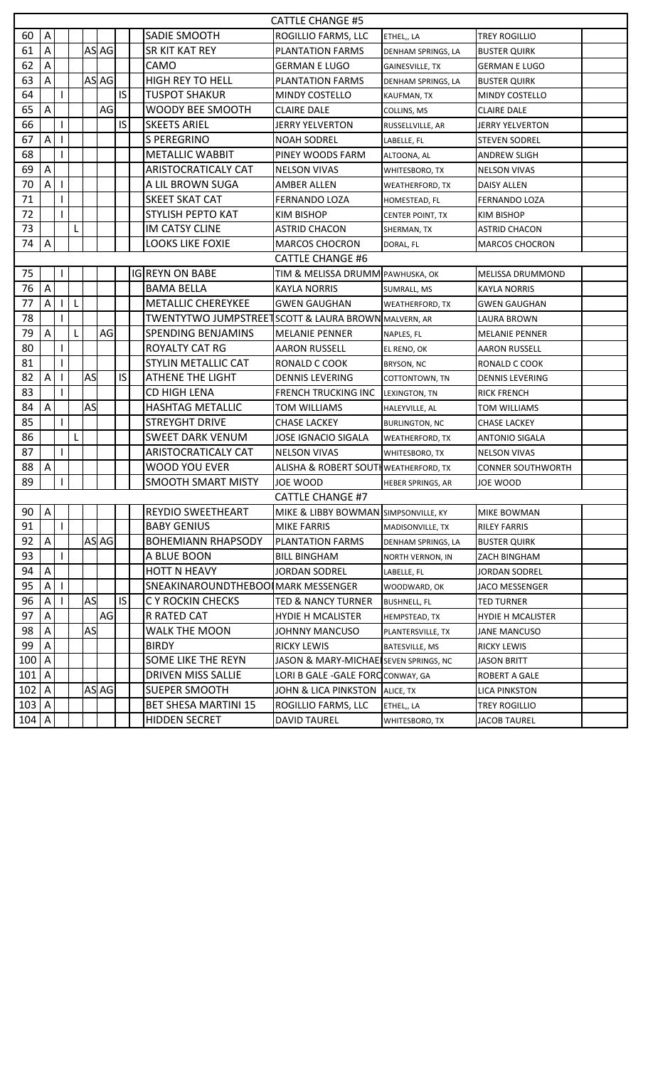| | | | | | | | | | | | | |
|---|---|---|---|---|---|---|---|---|---|---|---|---|
| | | | | | | | | | CATTLE CHANGE #5 | | | |
| 60 | A | | | | | | | SADIE SMOOTH | ROGILLIO FARMS, LLC | ETHEL,, LA | TREY ROGILLIO | |
| 61 | A | | | AS | AG | | | SR KIT KAT REY | PLANTATION FARMS | DENHAM SPRINGS, LA | BUSTER QUIRK | |
| 62 | A | | | | | | | CAMO | GERMAN E LUGO | GAINESVILLE, TX | GERMAN E LUGO | |
| 63 | A | | | AS | AG | | | HIGH REY TO HELL | PLANTATION FARMS | DENHAM SPRINGS, LA | BUSTER QUIRK | |
| 64 | | I | | | | IS | | TUSPOT SHAKUR | MINDY COSTELLO | KAUFMAN, TX | MINDY COSTELLO | |
| 65 | A | | | | AG | | | WOODY BEE SMOOTH | CLAIRE DALE | COLLINS, MS | CLAIRE DALE | |
| 66 | | I | | | | IS | | SKEETS ARIEL | JERRY YELVERTON | RUSSELLVILLE, AR | JERRY YELVERTON | |
| 67 | A | I | | | | | | S PEREGRINO | NOAH SODREL | LABELLE, FL | STEVEN SODREL | |
| 68 | | I | | | | | | METALLIC WABBIT | PINEY WOODS FARM | ALTOONA, AL | ANDREW SLIGH | |
| 69 | A | | | | | | | ARISTOCRATICALY CAT | NELSON VIVAS | WHITESBORO, TX | NELSON VIVAS | |
| 70 | A | I | | | | | | A LIL BROWN SUGA | AMBER ALLEN | WEATHERFORD, TX | DAISY ALLEN | |
| 71 | | I | | | | | | SKEET SKAT CAT | FERNANDO LOZA | HOMESTEAD, FL | FERNANDO LOZA | |
| 72 | | I | | | | | | STYLISH PEPTO KAT | KIM BISHOP | CENTER POINT, TX | KIM BISHOP | |
| 73 | | | L | | | | | IM CATSY CLINE | ASTRID CHACON | SHERMAN, TX | ASTRID CHACON | |
| 74 | A | | | | | | | LOOKS LIKE FOXIE | MARCOS CHOCRON | DORAL, FL | MARCOS CHOCRON | |
| | | | | | | | | | CATTLE CHANGE #6 | | | |
| 75 | | I | | | | | IG | REYN ON BABE | TIM & MELISSA DRUMM | PAWHUSKA, OK | MELISSA DRUMMOND | |
| 76 | A | | | | | | | BAMA BELLA | KAYLA NORRIS | SUMRALL, MS | KAYLA NORRIS | |
| 77 | A | I | L | | | | | METALLIC CHEREYKEE | GWEN GAUGHAN | WEATHERFORD, TX | GWEN GAUGHAN | |
| 78 | | I | | | | | | TWENTYTWO JUMPSTREET | SCOTT & LAURA BROWN | MALVERN, AR | LAURA BROWN | |
| 79 | A | | L | | AG | | | SPENDING BENJAMINS | MELANIE PENNER | NAPLES, FL | MELANIE PENNER | |
| 80 | | I | | | | | | ROYALTY CAT RG | AARON RUSSELL | EL RENO, OK | AARON RUSSELL | |
| 81 | | I | | | | | | STYLIN METALLIC CAT | RONALD C COOK | BRYSON, NC | RONALD C COOK | |
| 82 | A | I | | AS | | IS | | ATHENE THE LIGHT | DENNIS LEVERING | COTTONTOWN, TN | DENNIS LEVERING | |
| 83 | | I | | | | | | CD HIGH LENA | FRENCH TRUCKING INC | LEXINGTON, TN | RICK FRENCH | |
| 84 | A | | | AS | | | | HASHTAG METALLIC | TOM WILLIAMS | HALEYVILLE, AL | TOM WILLIAMS | |
| 85 | | I | | | | | | STREYGHT DRIVE | CHASE LACKEY | BURLINGTON, NC | CHASE LACKEY | |
| 86 | | | L | | | | | SWEET DARK VENUM | JOSE IGNACIO SIGALA | WEATHERFORD, TX | ANTONIO SIGALA | |
| 87 | | I | | | | | | ARISTOCRATICALY CAT | NELSON VIVAS | WHITESBORO, TX | NELSON VIVAS | |
| 88 | A | | | | | | | WOOD YOU EVER | ALISHA & ROBERT SOUTH | WEATHERFORD, TX | CONNER SOUTHWORTH | |
| 89 | | I | | | | | | SMOOTH SMART MISTY | JOE WOOD | HEBER SPRINGS, AR | JOE WOOD | |
| | | | | | | | | | CATTLE CHANGE #7 | | | |
| 90 | A | | | | | | | REYDIO SWEETHEART | MIKE & LIBBY BOWMAN | SIMPSONVILLE, KY | MIKE BOWMAN | |
| 91 | | I | | | | | | BABY GENIUS | MIKE FARRIS | MADISONVILLE, TX | RILEY FARRIS | |
| 92 | A | | | AS | AG | | | BOHEMIANN RHAPSODY | PLANTATION FARMS | DENHAM SPRINGS, LA | BUSTER QUIRK | |
| 93 | | I | | | | | | A BLUE BOON | BILL BINGHAM | NORTH VERNON, IN | ZACH BINGHAM | |
| 94 | A | | | | | | | HOTT N HEAVY | JORDAN SODREL | LABELLE, FL | JORDAN SODREL | |
| 95 | A | I | | | | | | SNEAKINAROUNDTHEBOO | MARK MESSENGER | WOODWARD, OK | JACO MESSENGER | |
| 96 | A | I | | AS | | IS | | C Y ROCKIN CHECKS | TED & NANCY TURNER | BUSHNELL, FL | TED TURNER | |
| 97 | A | | | | AG | | | R RATED CAT | HYDIE H MCALISTER | HEMPSTEAD, TX | HYDIE H MCALISTER | |
| 98 | A | | | AS | | | | WALK THE MOON | JOHNNY MANCUSO | PLANTERSVILLE, TX | JANE MANCUSO | |
| 99 | A | | | | | | | BIRDY | RICKY LEWIS | BATESVILLE, MS | RICKY LEWIS | |
| 100 | A | | | | | | | SOME LIKE THE REYN | JASON & MARY-MICHAEL | SEVEN SPRINGS, NC | JASON BRITT | |
| 101 | A | | | | | | | DRIVEN MISS SALLIE | LORI B GALE -GALE FORC | CONWAY, GA | ROBERT A GALE | |
| 102 | A | | | AS | AG | | | SUEPER SMOOTH | JOHN & LICA PINKSTON | ALICE, TX | LICA PINKSTON | |
| 103 | A | | | | | | | BET SHESA MARTINI 15 | ROGILLIO FARMS, LLC | ETHEL,, LA | TREY ROGILLIO | |
| 104 | A | | | | | | | HIDDEN SECRET | DAVID TAUREL | WHITESBORO, TX | JACOB TAUREL | |